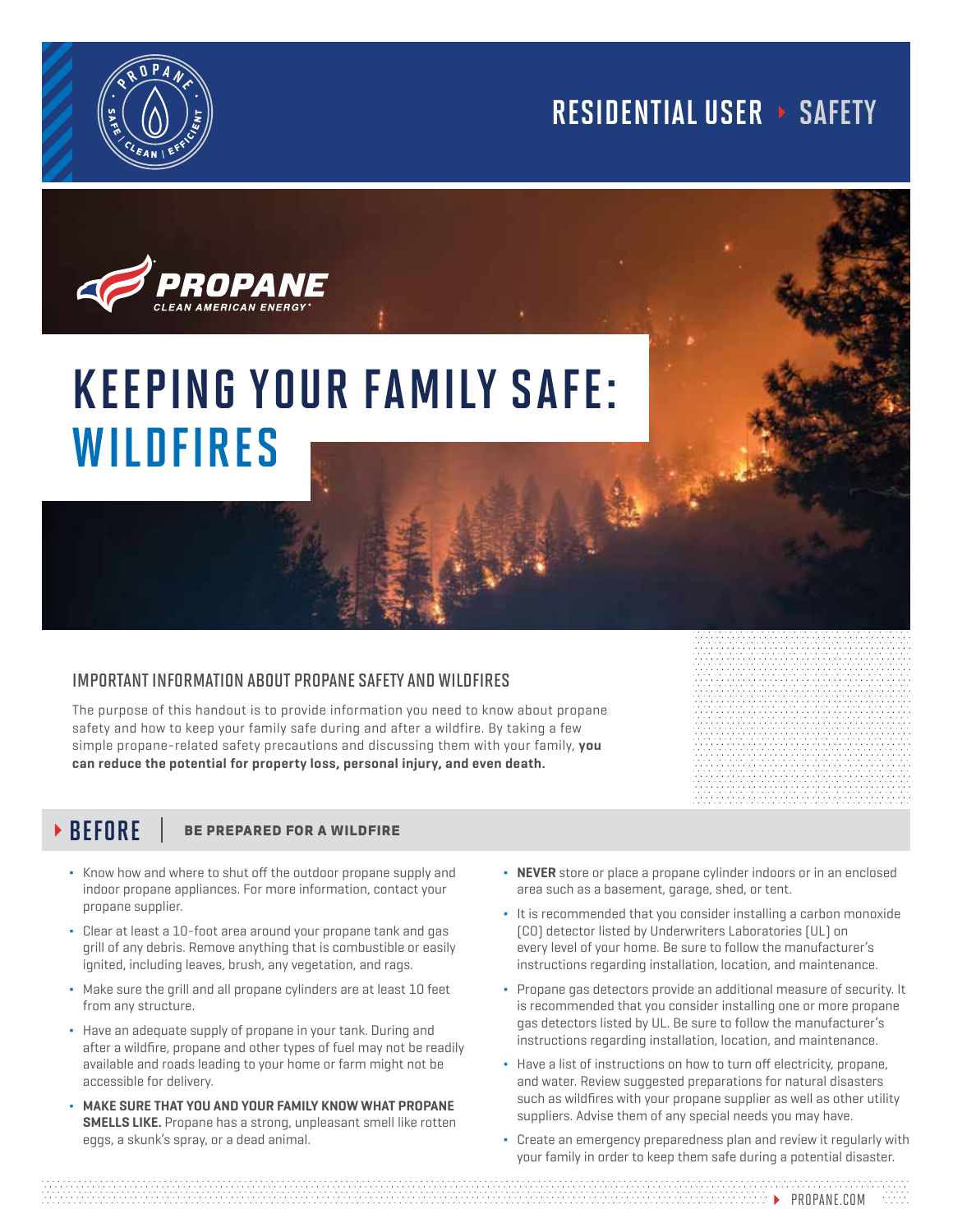RESIDENTIAL USER ▸ SAFETY

# KEEPING YOUR FAMILY SAFE: WILDFIRES

## IMPORTANT INFORMATION ABOUT PROPANE SAFETY AND WILDFIRES

The purpose of this handout is to provide information you need to know about propane safety and how to keep your family safe during and after a wildfire. By taking a few simple propane-related safety precautions and discussing them with your family, **you can reduce the potential for property loss, personal injury, and even death.**

## BEFORE | BE PREPARED FOR A WILDFIRE

- Know how and where to shut off the outdoor propane supply and indoor propane appliances. For more information, contact your propane supplier.
- Clear at least a 10-foot area around your propane tank and gas grill of any debris. Remove anything that is combustible or easily ignited, including leaves, brush, any vegetation, and rags.
- Make sure the grill and all propane cylinders are at least 10 feet from any structure.
- Have an adequate supply of propane in your tank. During and after a wildfire, propane and other types of fuel may not be readily available and roads leading to your home or farm might not be accessible for delivery.
- **MAKE SURE THAT YOU AND YOUR FAMILY KNOW WHAT PROPANE SMELLS LIKE.** Propane has a strong, unpleasant smell like rotten eggs, a skunk's spray, or a dead animal.
- **NEVER** store or place a propane cylinder indoors or in an enclosed area such as a basement, garage, shed, or tent.
- It is recommended that you consider installing a carbon monoxide (CO) detector listed by Underwriters Laboratories (UL) on every level of your home. Be sure to follow the manufacturer's instructions regarding installation, location, and maintenance.
- Propane gas detectors provide an additional measure of security. It is recommended that you consider installing one or more propane gas detectors listed by UL. Be sure to follow the manufacturer's instructions regarding installation, location, and maintenance.
- Have a list of instructions on how to turn off electricity, propane, and water. Review suggested preparations for natural disasters such as wildfires with your propane supplier as well as other utility suppliers. Advise them of any special needs you may have.
- Create an emergency preparedness plan and review it regularly with your family in order to keep them safe during a potential disaster.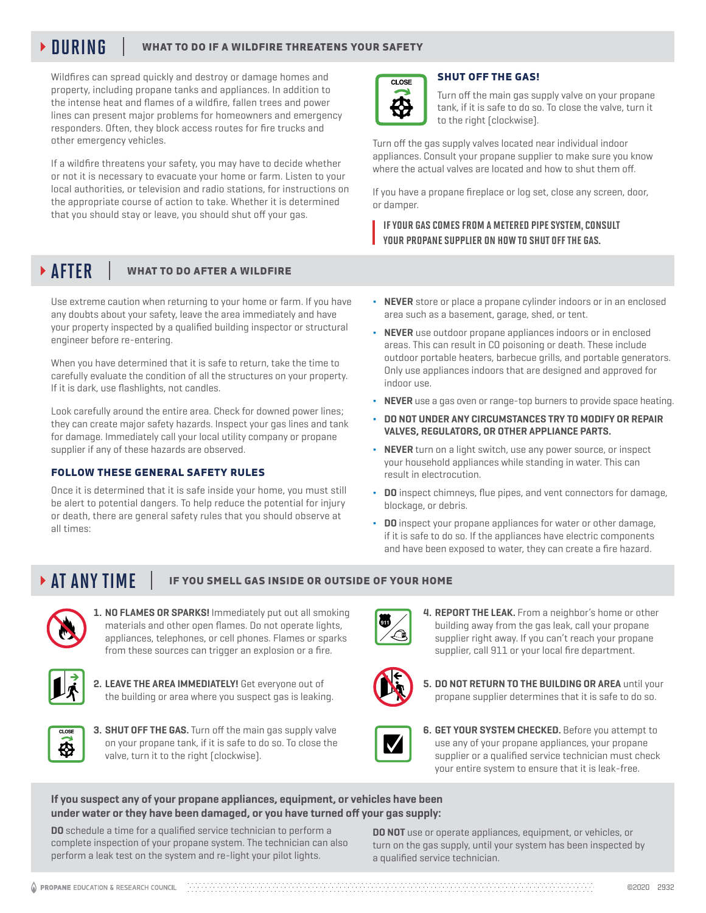## DURING | WHAT TO DO IF A WILDFIRE THREATENS YOUR SAFETY

Wildfires can spread quickly and destroy or damage homes and property, including propane tanks and appliances. In addition to the intense heat and flames of a wildfire, fallen trees and power lines can present major problems for homeowners and emergency responders. Often, they block access routes for fire trucks and other emergency vehicles.

If a wildfire threatens your safety, you may have to decide whether or not it is necessary to evacuate your home or farm. Listen to your local authorities, or television and radio stations, for instructions on the appropriate course of action to take. Whether it is determined that you should stay or leave, you should shut off your gas.

### SHUT OFF THE GAS!

Turn off the main gas supply valve on your propane tank, if it is safe to do so. To close the valve, turn it to the right (clockwise).

Turn off the gas supply valves located near individual indoor appliances. Consult your propane supplier to make sure you know where the actual valves are located and how to shut them off.

If you have a propane fireplace or log set, close any screen, door, or damper.

**IF YOUR GAS COMES FROM A METERED PIPE SYSTEM, CONSULT YOUR PROPANE SUPPLIER ON HOW TO SHUT OFF THE GAS.**

## AFTER | WHAT TO DO AFTER A WILDFIRE

Use extreme caution when returning to your home or farm. If you have any doubts about your safety, leave the area immediately and have your property inspected by a qualified building inspector or structural engineer before re-entering.

When you have determined that it is safe to return, take the time to carefully evaluate the condition of all the structures on your property. If it is dark, use flashlights, not candles.

Look carefully around the entire area. Check for downed power lines; they can create major safety hazards. Inspect your gas lines and tank for damage. Immediately call your local utility company or propane supplier if any of these hazards are observed.

### FOLLOW THESE GENERAL SAFETY RULES

Once it is determined that it is safe inside your home, you must still be alert to potential dangers. To help reduce the potential for injury or death, there are general safety rules that you should observe at all times:

- **NEVER** store or place a propane cylinder indoors or in an enclosed area such as a basement, garage, shed, or tent.
- **NEVER** use outdoor propane appliances indoors or in enclosed areas. This can result in CO poisoning or death. These include outdoor portable heaters, barbecue grills, and portable generators. Only use appliances indoors that are designed and approved for indoor use.
- **NEVER** use a gas oven or range-top burners to provide space heating.
- **DO NOT UNDER ANY CIRCUMSTANCES TRY TO MODIFY OR REPAIR VALVES, REGULATORS, OR OTHER APPLIANCE PARTS.**
- **NEVER** turn on a light switch, use any power source, or inspect your household appliances while standing in water. This can result in electrocution.
- **DO** inspect chimneys, flue pipes, and vent connectors for damage, blockage, or debris.
- **DO** inspect your propane appliances for water or other damage, if it is safe to do so. If the appliances have electric components and have been exposed to water, they can create a fire hazard.

## AT ANY TIME | IF YOU SMELL GAS INSIDE OR OUTSIDE OF YOUR HOME

1. **NO FLAMES OR SPARKS!** Immediately put out all smoking materials and other open flames. Do not operate lights, appliances, telephones, or cell phones. Flames or sparks from these sources can trigger an explosion or a fire.
2. **LEAVE THE AREA IMMEDIATELY!** Get everyone out of the building or area where you suspect gas is leaking.
3. **SHUT OFF THE GAS.** Turn off the main gas supply valve on your propane tank, if it is safe to do so. To close the valve, turn it to the right (clockwise).
4. **REPORT THE LEAK.** From a neighbor's home or other building away from the gas leak, call your propane supplier right away. If you can't reach your propane supplier, call 911 or your local fire department.
5. **DO NOT RETURN TO THE BUILDING OR AREA** until your propane supplier determines that it is safe to do so.
6. **GET YOUR SYSTEM CHECKED.** Before you attempt to use any of your propane appliances, your propane supplier or a qualified service technician must check your entire system to ensure that it is leak-free.

**If you suspect any of your propane appliances, equipment, or vehicles have been under water or they have been damaged, or you have turned off your gas supply:**

**DO** schedule a time for a qualified service technician to perform a complete inspection of your propane system. The technician can also perform a leak test on the system and re-light your pilot lights.

**DO NOT** use or operate appliances, equipment, or vehicles, or turn on the gas supply, until your system has been inspected by a qualified service technician.

PROPANE EDUCATION & RESEARCH COUNCIL ©2020 2932